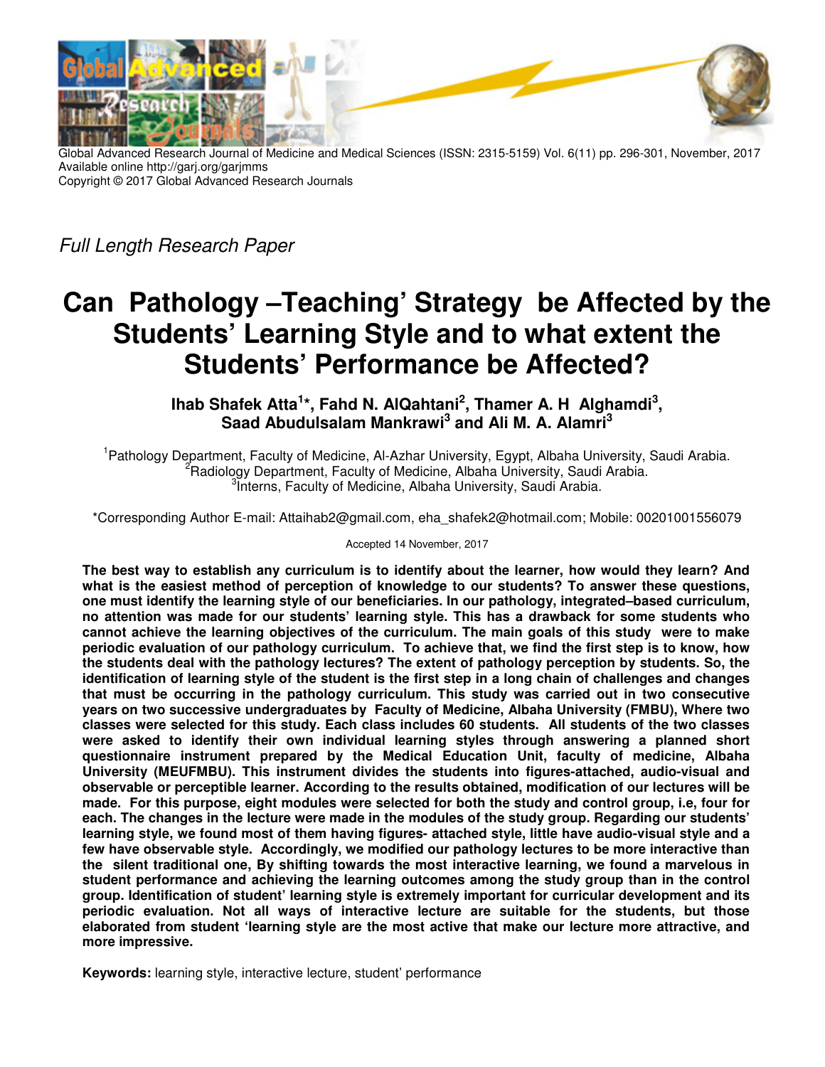Global Advanced Research Journal of Medicine and Medical Sciences (ISSN: 2315-5159) Vol. 6(11) pp. 296-301, November, 2017
Available online http://garj.org/garjmms
Copyright © 2017 Global Advanced Research Journals

*Full Length Research Paper*

# Can Pathology –Teaching' Strategy be Affected by the Students' Learning Style and to what extent the Students' Performance be Affected?

**Ihab Shafek Atta[1]\*, Fahd N. AlQahtani[2], Thamer A. H Alghamdi[3], Saad Abudulsalam Mankrawi[3] and Ali M. A. Alamri[3]**

[1]Pathology Department, Faculty of Medicine, Al-Azhar University, Egypt, Albaha University, Saudi Arabia.
[2]Radiology Department, Faculty of Medicine, Albaha University, Saudi Arabia.
[3]Interns, Faculty of Medicine, Albaha University, Saudi Arabia.

\*Corresponding Author E-mail: Attaihab2@gmail.com, eha_shafek2@hotmail.com; Mobile: 00201001556079

Accepted 14 November, 2017

**The best way to establish any curriculum is to identify about the learner, how would they learn? And what is the easiest method of perception of knowledge to our students? To answer these questions, one must identify the learning style of our beneficiaries. In our pathology, integrated–based curriculum, no attention was made for our students' learning style. This has a drawback for some students who cannot achieve the learning objectives of the curriculum. The main goals of this study were to make periodic evaluation of our pathology curriculum. To achieve that, we find the first step is to know, how the students deal with the pathology lectures? The extent of pathology perception by students. So, the identification of learning style of the student is the first step in a long chain of challenges and changes that must be occurring in the pathology curriculum. This study was carried out in two consecutive years on two successive undergraduates by Faculty of Medicine, Albaha University (FMBU), Where two classes were selected for this study. Each class includes 60 students. All students of the two classes were asked to identify their own individual learning styles through answering a planned short questionnaire instrument prepared by the Medical Education Unit, faculty of medicine, Albaha University (MEUFMBU). This instrument divides the students into figures-attached, audio-visual and observable or perceptible learner. According to the results obtained, modification of our lectures will be made. For this purpose, eight modules were selected for both the study and control group, i.e, four for each. The changes in the lecture were made in the modules of the study group. Regarding our students' learning style, we found most of them having figures- attached style, little have audio-visual style and a few have observable style. Accordingly, we modified our pathology lectures to be more interactive than the silent traditional one, By shifting towards the most interactive learning, we found a marvelous in student performance and achieving the learning outcomes among the study group than in the control group. Identification of student' learning style is extremely important for curricular development and its periodic evaluation. Not all ways of interactive lecture are suitable for the students, but those elaborated from student 'learning style are the most active that make our lecture more attractive, and more impressive.**

**Keywords:** learning style, interactive lecture, student' performance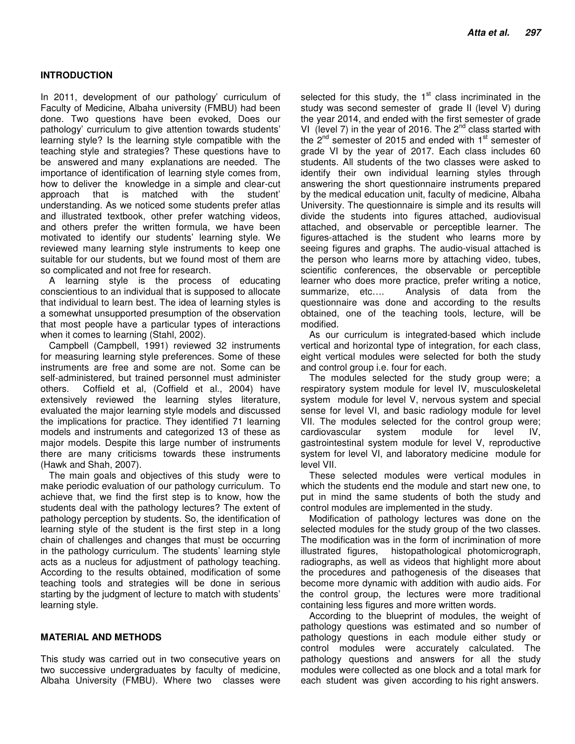## INTRODUCTION

In 2011, development of our pathology' curriculum of Faculty of Medicine, Albaha university (FMBU) had been done. Two questions have been evoked, Does our pathology' curriculum to give attention towards students' learning style? Is the learning style compatible with the teaching style and strategies? These questions have to be answered and many explanations are needed. The importance of identification of learning style comes from, how to deliver the knowledge in a simple and clear-cut approach that is matched with the student' understanding. As we noticed some students prefer atlas and illustrated textbook, other prefer watching videos, and others prefer the written formula, we have been motivated to identify our students' learning style. We reviewed many learning style instruments to keep one suitable for our students, but we found most of them are so complicated and not free for research.

A learning style is the process of educating conscientious to an individual that is supposed to allocate that individual to learn best. The idea of learning styles is a somewhat unsupported presumption of the observation that most people have a particular types of interactions when it comes to learning (Stahl, 2002).

Campbell (Campbell, 1991) reviewed 32 instruments for measuring learning style preferences. Some of these instruments are free and some are not. Some can be self-administered, but trained personnel must administer others. Coffield et al, (Coffield et al., 2004) have extensively reviewed the learning styles literature, evaluated the major learning style models and discussed the implications for practice. They identified 71 learning models and instruments and categorized 13 of these as major models. Despite this large number of instruments there are many criticisms towards these instruments (Hawk and Shah, 2007).

The main goals and objectives of this study were to make periodic evaluation of our pathology curriculum. To achieve that, we find the first step is to know, how the students deal with the pathology lectures? The extent of pathology perception by students. So, the identification of learning style of the student is the first step in a long chain of challenges and changes that must be occurring in the pathology curriculum. The students' learning style acts as a nucleus for adjustment of pathology teaching. According to the results obtained, modification of some teaching tools and strategies will be done in serious starting by the judgment of lecture to match with students' learning style.

## MATERIAL AND METHODS

This study was carried out in two consecutive years on two successive undergraduates by faculty of medicine, Albaha University (FMBU). Where two classes were selected for this study, the 1st class incriminated in the study was second semester of grade II (level V) during the year 2014, and ended with the first semester of grade VI (level 7) in the year of 2016. The 2nd class started with the 2nd semester of 2015 and ended with 1st semester of grade VI by the year of 2017. Each class includes 60 students. All students of the two classes were asked to identify their own individual learning styles through answering the short questionnaire instruments prepared by the medical education unit, faculty of medicine, Albaha University. The questionnaire is simple and its results will divide the students into figures attached, audiovisual attached, and observable or perceptible learner. The figures-attached is the student who learns more by seeing figures and graphs. The audio-visual attached is the person who learns more by attaching video, tubes, scientific conferences, the observable or perceptible learner who does more practice, prefer writing a notice, summarize, etc…. Analysis of data from the questionnaire was done and according to the results obtained, one of the teaching tools, lecture, will be modified.

As our curriculum is integrated-based which include vertical and horizontal type of integration, for each class, eight vertical modules were selected for both the study and control group i.e. four for each.

The modules selected for the study group were; a respiratory system module for level IV, musculoskeletal system module for level V, nervous system and special sense for level VI, and basic radiology module for level VII. The modules selected for the control group were; cardiovascular system module for level IV, gastrointestinal system module for level V, reproductive system for level VI, and laboratory medicine module for level VII.

These selected modules were vertical modules in which the students end the module and start new one, to put in mind the same students of both the study and control modules are implemented in the study.

Modification of pathology lectures was done on the selected modules for the study group of the two classes. The modification was in the form of incrimination of more illustrated figures, histopathological photomicrograph, radiographs, as well as videos that highlight more about the procedures and pathogenesis of the diseases that become more dynamic with addition with audio aids. For the control group, the lectures were more traditional containing less figures and more written words.

According to the blueprint of modules, the weight of pathology questions was estimated and so number of pathology questions in each module either study or control modules were accurately calculated. The pathology questions and answers for all the study modules were collected as one block and a total mark for each student was given according to his right answers.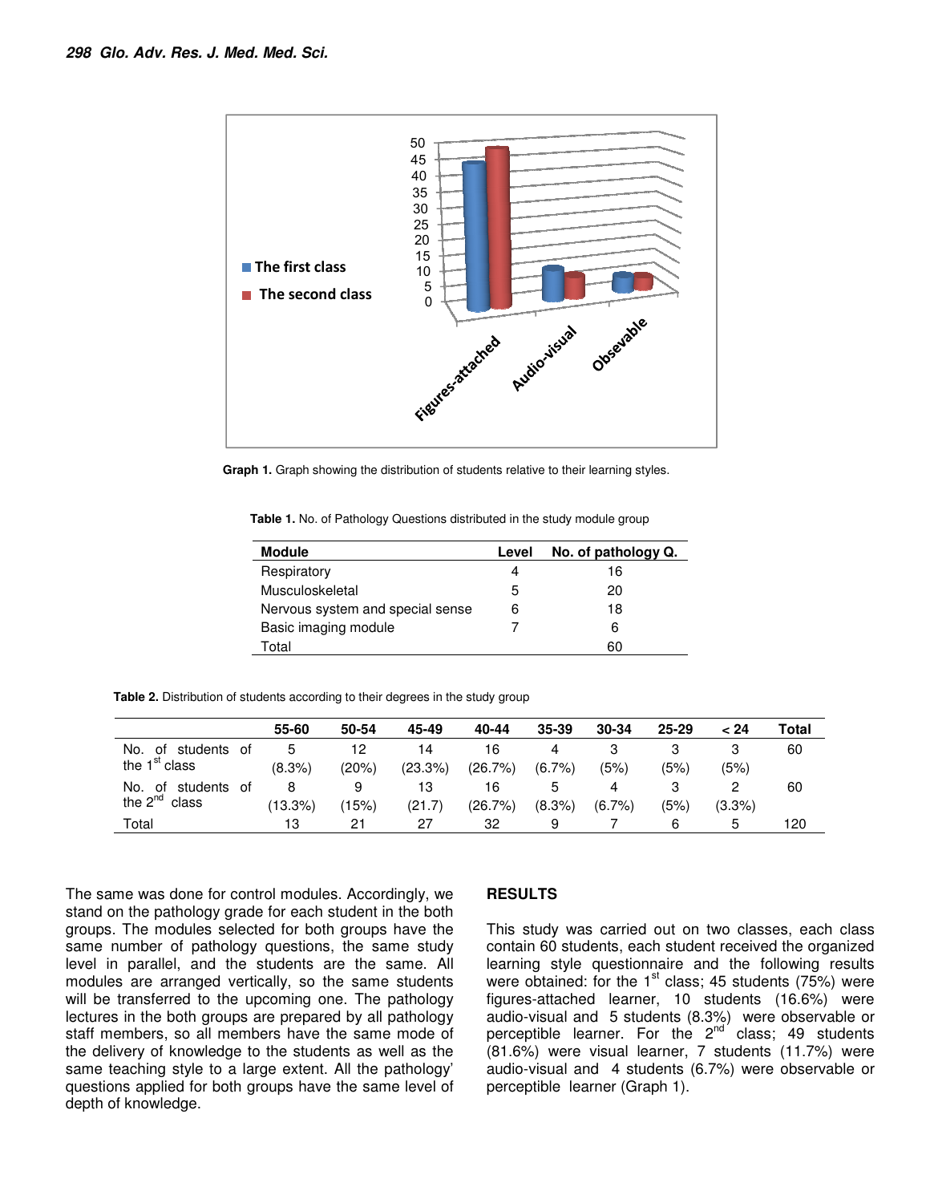Graph 1. Graph showing the distribution of students relative to their learning styles.

**Table 1.** No. of Pathology Questions distributed in the study module group

| Module | Level | No. of pathology Q. |
|---|---|---|
| Respiratory | 4 | 16 |
| Musculoskeletal | 5 | 20 |
| Nervous system and special sense | 6 | 18 |
| Basic imaging module | 7 | 6 |
| Total | | 60 |

**Table 2.** Distribution of students according to their degrees in the study group

| | 55-60 | 50-54 | 45-49 | 40-44 | 35-39 | 30-34 | 25-29 | < 24 | Total |
|---|---|---|---|---|---|---|---|---|---|
| No. of students of the 1st class | 5 (8.3%) | 12 (20%) | 14 (23.3%) | 16 (26.7%) | 4 (6.7%) | 3 (5%) | 3 (5%) | 3 (5%) | 60 |
| No. of students of the 2nd class | 8 (13.3%) | 9 (15%) | 13 (21.7) | 16 (26.7%) | 5 (8.3%) | 4 (6.7%) | 3 (5%) | 2 (3.3%) | 60 |
| Total | 13 | 21 | 27 | 32 | 9 | 7 | 6 | 5 | 120 |

The same was done for control modules. Accordingly, we stand on the pathology grade for each student in the both groups. The modules selected for both groups have the same number of pathology questions, the same study level in parallel, and the students are the same. All modules are arranged vertically, so the same students will be transferred to the upcoming one. The pathology lectures in the both groups are prepared by all pathology staff members, so all members have the same mode of the delivery of knowledge to the students as well as the same teaching style to a large extent. All the pathology' questions applied for both groups have the same level of depth of knowledge.

## RESULTS

This study was carried out on two classes, each class contain 60 students, each student received the organized learning style questionnaire and the following results were obtained: for the 1st class; 45 students (75%) were figures-attached learner, 10 students (16.6%) were audio-visual and 5 students (8.3%) were observable or perceptible learner. For the 2nd class; 49 students (81.6%) were visual learner, 7 students (11.7%) were audio-visual and 4 students (6.7%) were observable or perceptible learner (Graph 1).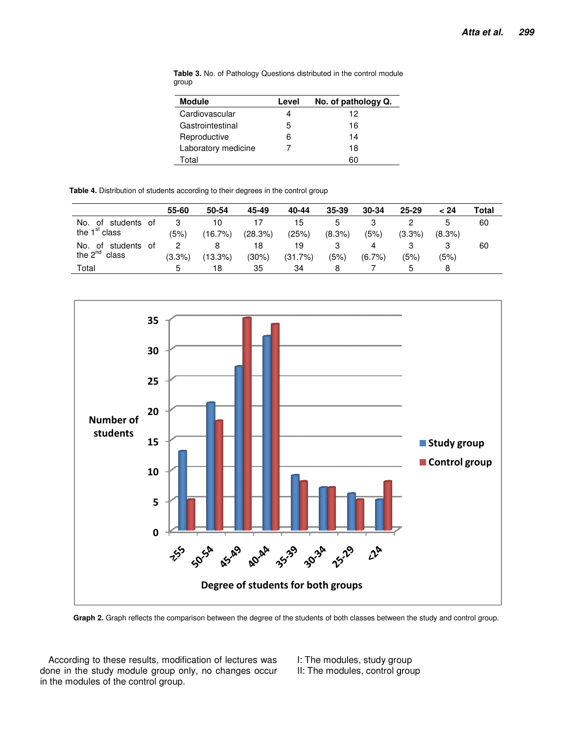**Table 3.** No. of Pathology Questions distributed in the control module group

| Module | Level | No. of pathology Q. |
|---|---|---|
| Cardiovascular | 4 | 12 |
| Gastrointestinal | 5 | 16 |
| Reproductive | 6 | 14 |
| Laboratory medicine | 7 | 18 |
| Total | | 60 |

**Table 4.** Distribution of students according to their degrees in the control group

| | 55-60 | 50-54 | 45-49 | 40-44 | 35-39 | 30-34 | 25-29 | < 24 | Total |
|---|---|---|---|---|---|---|---|---|---|
| No. of students of the 1st class | 3 (5%) | 10 (16.7%) | 17 (28.3%) | 15 (25%) | 5 (8.3%) | 3 (5%) | 2 (3.3%) | 5 (8.3%) | 60 |
| No. of students of the 2nd class | 2 (3.3%) | 8 (13.3%) | 18 (30%) | 19 (31.7%) | 3 (5%) | 4 (6.7%) | 3 (5%) | 3 (5%) | 60 |
| Total | 5 | 18 | 35 | 34 | 8 | 7 | 5 | 8 | |

**Graph 2.** Graph reflects the comparison between the degree of the students of both classes between the study and control group.

According to these results, modification of lectures was done in the study module group only, no changes occur in the modules of the control group.

I: The modules, study group
II: The modules, control group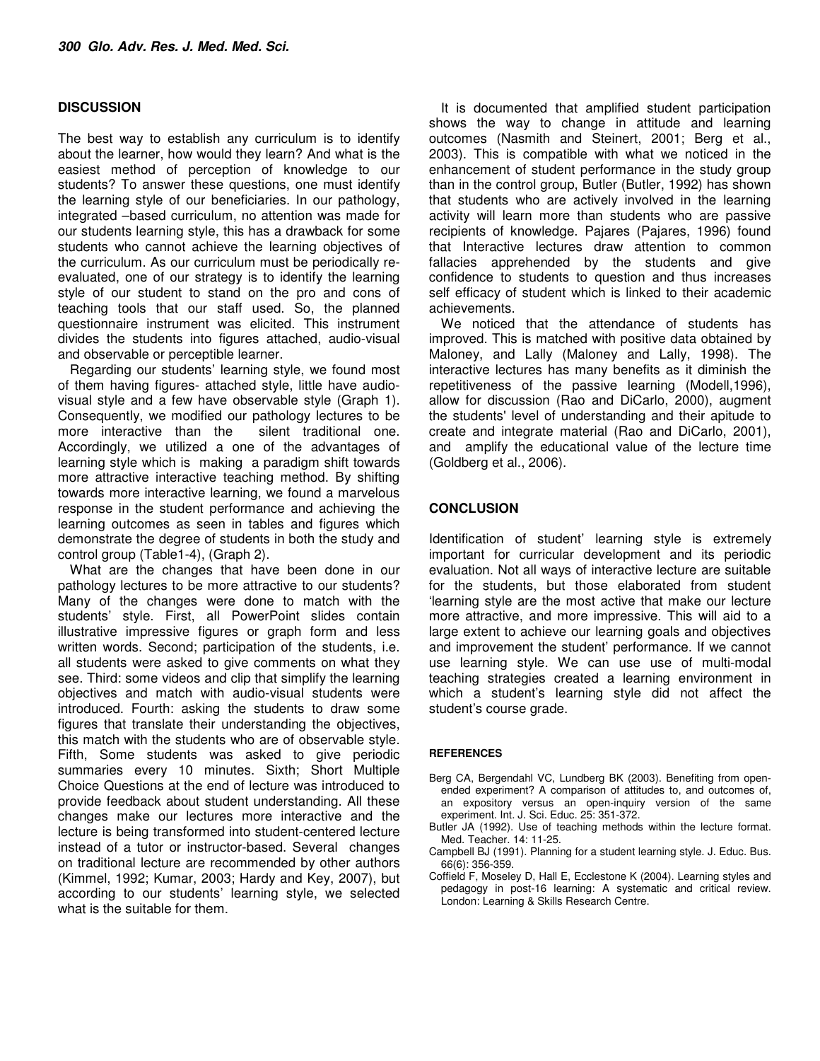## DISCUSSION

The best way to establish any curriculum is to identify about the learner, how would they learn? And what is the easiest method of perception of knowledge to our students? To answer these questions, one must identify the learning style of our beneficiaries. In our pathology, integrated –based curriculum, no attention was made for our students learning style, this has a drawback for some students who cannot achieve the learning objectives of the curriculum. As our curriculum must be periodically re-evaluated, one of our strategy is to identify the learning style of our student to stand on the pro and cons of teaching tools that our staff used. So, the planned questionnaire instrument was elicited. This instrument divides the students into figures attached, audio-visual and observable or perceptible learner.

Regarding our students' learning style, we found most of them having figures- attached style, little have audio-visual style and a few have observable style (Graph 1). Consequently, we modified our pathology lectures to be more interactive than the silent traditional one. Accordingly, we utilized a one of the advantages of learning style which is making a paradigm shift towards more attractive interactive teaching method. By shifting towards more interactive learning, we found a marvelous response in the student performance and achieving the learning outcomes as seen in tables and figures which demonstrate the degree of students in both the study and control group (Table1-4), (Graph 2).

What are the changes that have been done in our pathology lectures to be more attractive to our students? Many of the changes were done to match with the students' style. First, all PowerPoint slides contain illustrative impressive figures or graph form and less written words. Second; participation of the students, i.e. all students were asked to give comments on what they see. Third: some videos and clip that simplify the learning objectives and match with audio-visual students were introduced. Fourth: asking the students to draw some figures that translate their understanding the objectives, this match with the students who are of observable style. Fifth, Some students was asked to give periodic summaries every 10 minutes. Sixth; Short Multiple Choice Questions at the end of lecture was introduced to provide feedback about student understanding. All these changes make our lectures more interactive and the lecture is being transformed into student-centered lecture instead of a tutor or instructor-based. Several changes on traditional lecture are recommended by other authors (Kimmel, 1992; Kumar, 2003; Hardy and Key, 2007), but according to our students' learning style, we selected what is the suitable for them.

It is documented that amplified student participation shows the way to change in attitude and learning outcomes (Nasmith and Steinert, 2001; Berg et al., 2003). This is compatible with what we noticed in the enhancement of student performance in the study group than in the control group, Butler (Butler, 1992) has shown that students who are actively involved in the learning activity will learn more than students who are passive recipients of knowledge. Pajares (Pajares, 1996) found that Interactive lectures draw attention to common fallacies apprehended by the students and give confidence to students to question and thus increases self efficacy of student which is linked to their academic achievements.

We noticed that the attendance of students has improved. This is matched with positive data obtained by Maloney, and Lally (Maloney and Lally, 1998). The interactive lectures has many benefits as it diminish the repetitiveness of the passive learning (Modell,1996), allow for discussion (Rao and DiCarlo, 2000), augment the students' level of understanding and their apitude to create and integrate material (Rao and DiCarlo, 2001), and amplify the educational value of the lecture time (Goldberg et al., 2006).

## CONCLUSION

Identification of student' learning style is extremely important for curricular development and its periodic evaluation. Not all ways of interactive lecture are suitable for the students, but those elaborated from student 'learning style are the most active that make our lecture more attractive, and more impressive. This will aid to a large extent to achieve our learning goals and objectives and improvement the student' performance. If we cannot use learning style. We can use use of multi-modal teaching strategies created a learning environment in which a student's learning style did not affect the student's course grade.

## REFERENCES

Berg CA, Bergendahl VC, Lundberg BK (2003). Benefiting from open-ended experiment? A comparison of attitudes to, and outcomes of, an expository versus an open-inquiry version of the same experiment. Int. J. Sci. Educ. 25: 351-372.

Butler JA (1992). Use of teaching methods within the lecture format. Med. Teacher. 14: 11-25.

Campbell BJ (1991). Planning for a student learning style. J. Educ. Bus. 66(6): 356-359.

Coffield F, Moseley D, Hall E, Ecclestone K (2004). Learning styles and pedagogy in post-16 learning: A systematic and critical review. London: Learning & Skills Research Centre.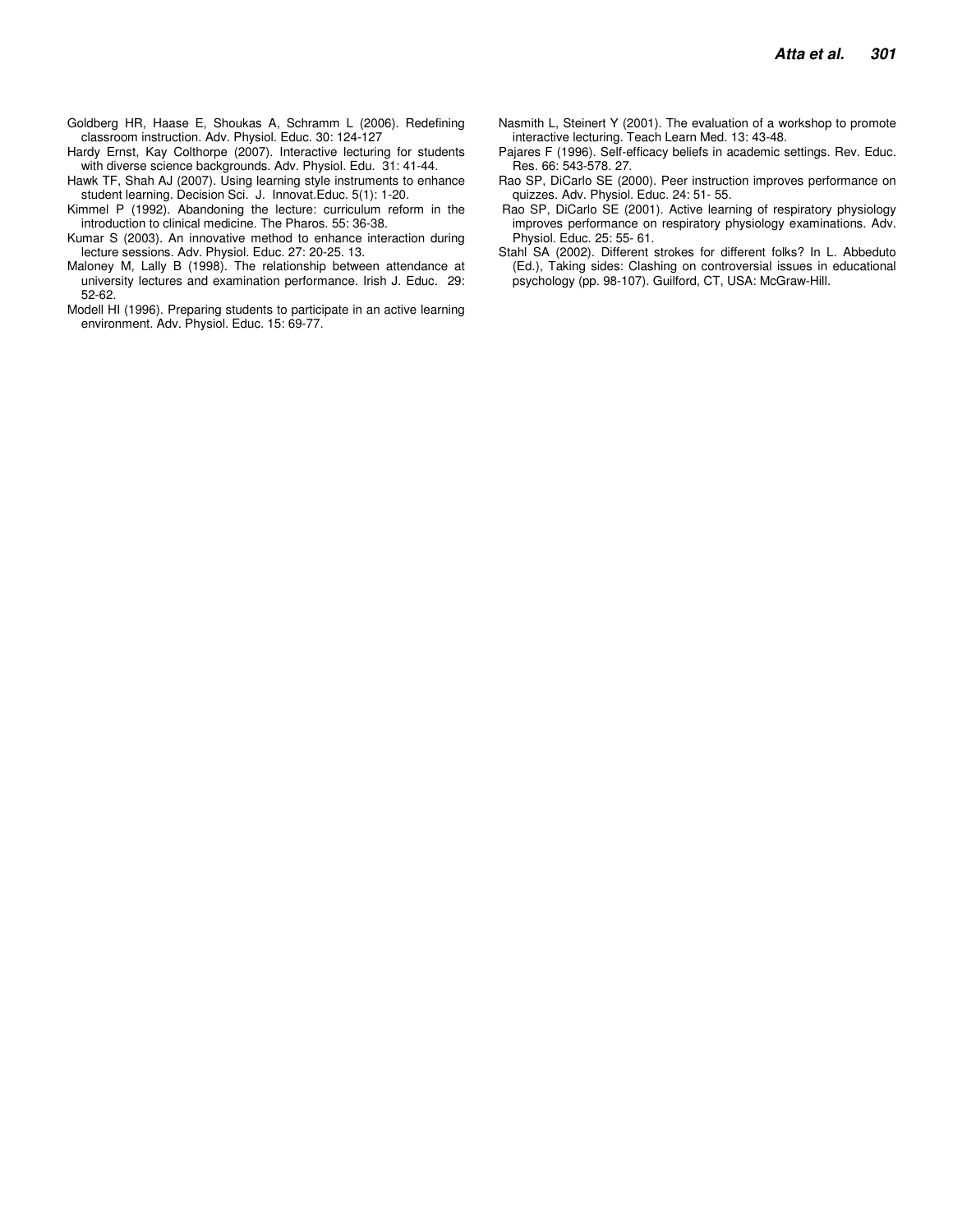Goldberg HR, Haase E, Shoukas A, Schramm L (2006). Redefining classroom instruction. Adv. Physiol. Educ. 30: 124-127

Hardy Ernst, Kay Colthorpe (2007). Interactive lecturing for students with diverse science backgrounds. Adv. Physiol. Edu. 31: 41-44.

Hawk TF, Shah AJ (2007). Using learning style instruments to enhance student learning. Decision Sci. J. Innovat.Educ. 5(1): 1-20.

Kimmel P (1992). Abandoning the lecture: curriculum reform in the introduction to clinical medicine. The Pharos. 55: 36-38.

Kumar S (2003). An innovative method to enhance interaction during lecture sessions. Adv. Physiol. Educ. 27: 20-25. 13.

Maloney M, Lally B (1998). The relationship between attendance at university lectures and examination performance. Irish J. Educ. 29: 52-62.

Modell HI (1996). Preparing students to participate in an active learning environment. Adv. Physiol. Educ. 15: 69-77.

Nasmith L, Steinert Y (2001). The evaluation of a workshop to promote interactive lecturing. Teach Learn Med. 13: 43-48.

Pajares F (1996). Self-efficacy beliefs in academic settings. Rev. Educ. Res. 66: 543-578. 27.

Rao SP, DiCarlo SE (2000). Peer instruction improves performance on quizzes. Adv. Physiol. Educ. 24: 51- 55.

Rao SP, DiCarlo SE (2001). Active learning of respiratory physiology improves performance on respiratory physiology examinations. Adv. Physiol. Educ. 25: 55- 61.

Stahl SA (2002). Different strokes for different folks? In L. Abbeduto (Ed.), Taking sides: Clashing on controversial issues in educational psychology (pp. 98-107). Guilford, CT, USA: McGraw-Hill.